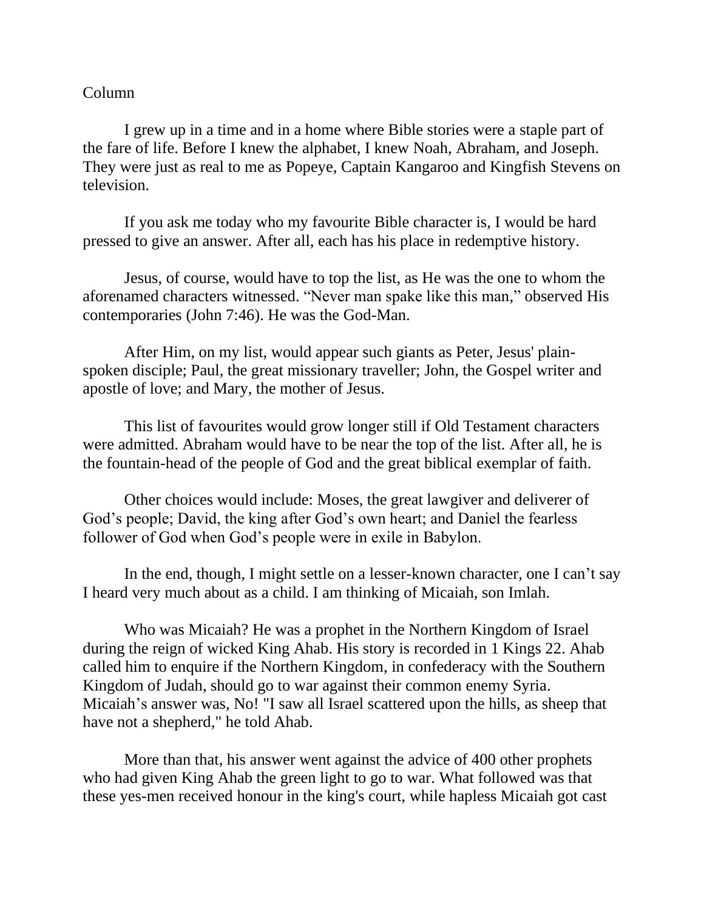Column

I grew up in a time and in a home where Bible stories were a staple part of the fare of life. Before I knew the alphabet, I knew Noah, Abraham, and Joseph. They were just as real to me as Popeye, Captain Kangaroo and Kingfish Stevens on television.

If you ask me today who my favourite Bible character is, I would be hard pressed to give an answer. After all, each has his place in redemptive history.

Jesus, of course, would have to top the list, as He was the one to whom the aforenamed characters witnessed. "Never man spake like this man," observed His contemporaries (John 7:46). He was the God-Man.

After Him, on my list, would appear such giants as Peter, Jesus' plain-spoken disciple; Paul, the great missionary traveller; John, the Gospel writer and apostle of love; and Mary, the mother of Jesus.

This list of favourites would grow longer still if Old Testament characters were admitted. Abraham would have to be near the top of the list. After all, he is the fountain-head of the people of God and the great biblical exemplar of faith.

Other choices would include: Moses, the great lawgiver and deliverer of God's people; David, the king after God's own heart; and Daniel the fearless follower of God when God's people were in exile in Babylon.

In the end, though, I might settle on a lesser-known character, one I can't say I heard very much about as a child. I am thinking of Micaiah, son Imlah.

Who was Micaiah? He was a prophet in the Northern Kingdom of Israel during the reign of wicked King Ahab. His story is recorded in 1 Kings 22. Ahab called him to enquire if the Northern Kingdom, in confederacy with the Southern Kingdom of Judah, should go to war against their common enemy Syria. Micaiah's answer was, No! "I saw all Israel scattered upon the hills, as sheep that have not a shepherd," he told Ahab.

More than that, his answer went against the advice of 400 other prophets who had given King Ahab the green light to go to war. What followed was that these yes-men received honour in the king's court, while hapless Micaiah got cast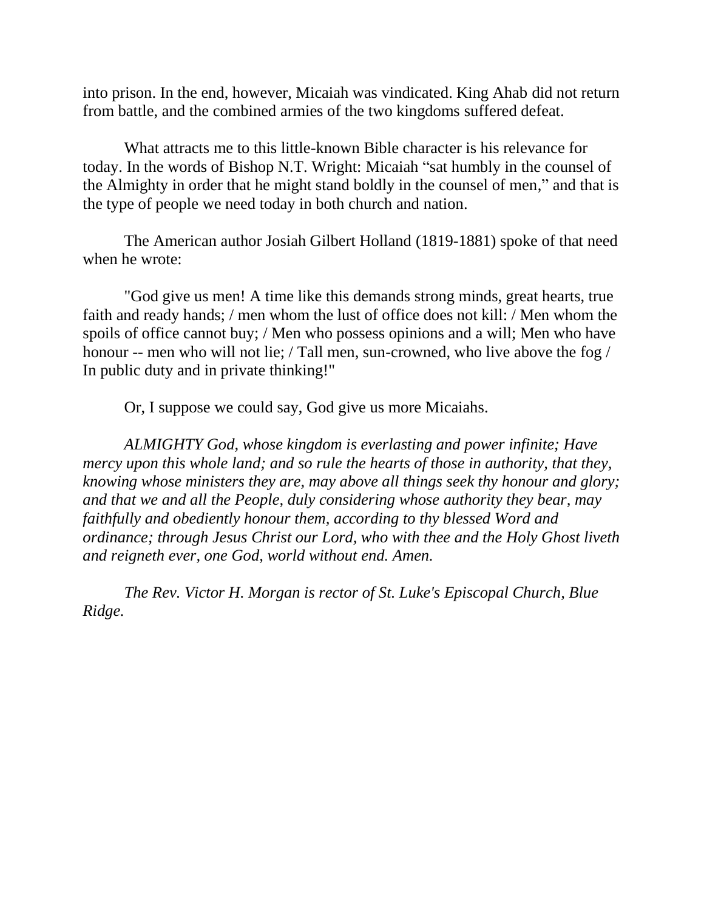into prison. In the end, however, Micaiah was vindicated. King Ahab did not return from battle, and the combined armies of the two kingdoms suffered defeat.

What attracts me to this little-known Bible character is his relevance for today. In the words of Bishop N.T. Wright: Micaiah “sat humbly in the counsel of the Almighty in order that he might stand boldly in the counsel of men,” and that is the type of people we need today in both church and nation.

The American author Josiah Gilbert Holland (1819-1881) spoke of that need when he wrote:

"God give us men! A time like this demands strong minds, great hearts, true faith and ready hands; / men whom the lust of office does not kill: / Men whom the spoils of office cannot buy; / Men who possess opinions and a will; Men who have honour -- men who will not lie; / Tall men, sun-crowned, who live above the fog / In public duty and in private thinking!"

Or, I suppose we could say, God give us more Micaiahs.

*ALMIGHTY God, whose kingdom is everlasting and power infinite; Have mercy upon this whole land; and so rule the hearts of those in authority, that they, knowing whose ministers they are, may above all things seek thy honour and glory; and that we and all the People, duly considering whose authority they bear, may faithfully and obediently honour them, according to thy blessed Word and ordinance; through Jesus Christ our Lord, who with thee and the Holy Ghost liveth and reigneth ever, one God, world without end. Amen.*

*The Rev. Victor H. Morgan is rector of St. Luke's Episcopal Church, Blue Ridge.*